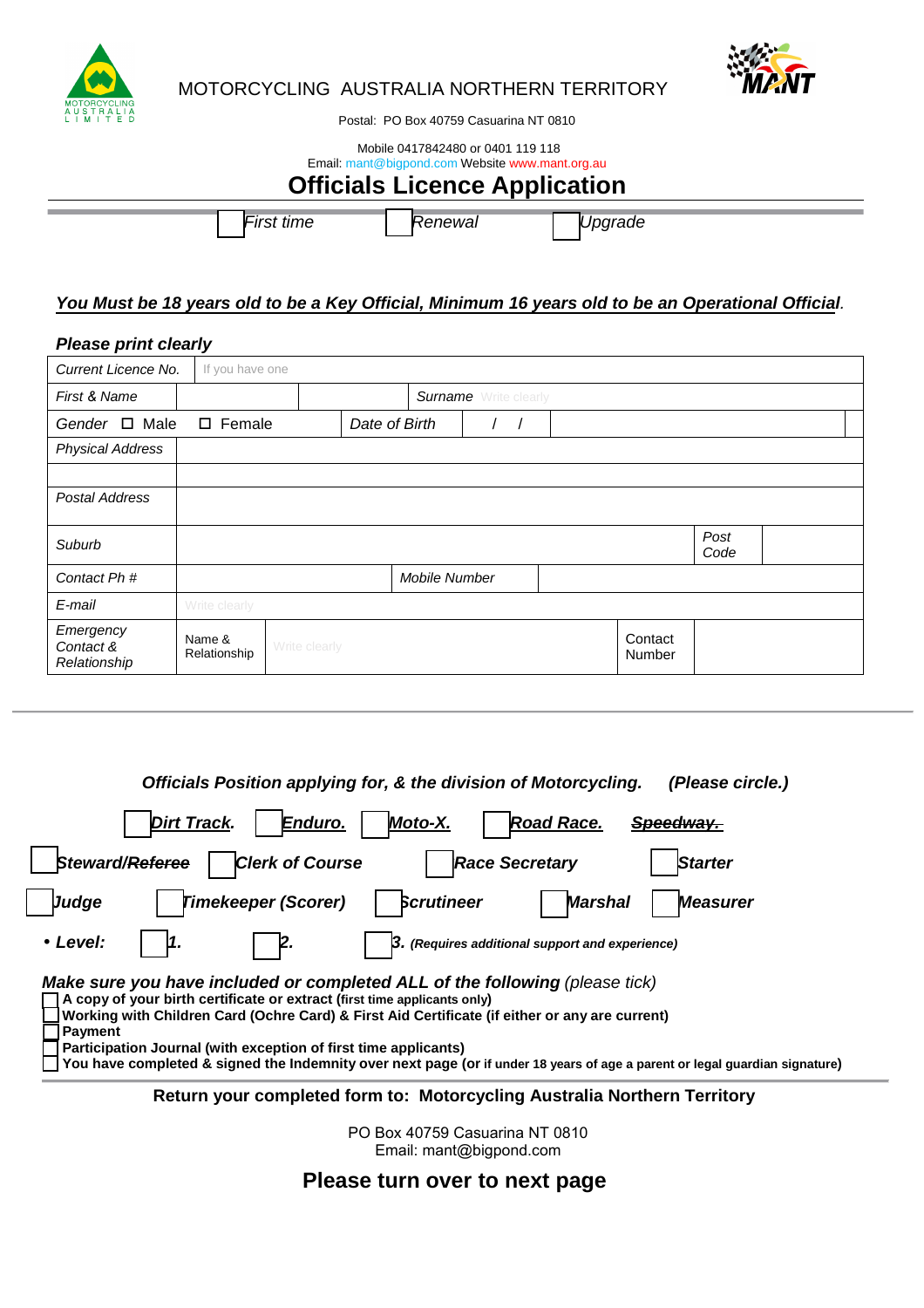MOTORCYCLING AUSTRALIA NORTHERN TERRITORY

Postal: PO Box 40759 Casuarina NT 0810

Mobile 0417842480 or 0401 119 118
Email: mant@bigpond.com Website www.mant.org.au

# Officials Licence Application

☐ *First time* ☐ *Renewal* ☐ *Upgrade*

***You Must be 18 years old to be a Key Official, Minimum 16 years old to be an Operational Official.***

***Please print clearly***

| | | | | |
|---|---|---|---|---|
| *Current Licence No.* | If you have one | | | |
| *First & Name* | | *Surname* Write clearly | | |
| *Gender* ☐ Male ☐ Female | | *Date of Birth* | / / | |
| *Physical Address* | | | | |
| | | | | |
| *Postal Address* | | | | |
| *Suburb* | | | *Post Code* | |
| *Contact Ph #* | | *Mobile Number* | | |
| *E-mail* | Write clearly | | | |
| *Emergency Contact & Relationship* | Name & Relationship | Write clearly | Contact Number | |

***Officials Position applying for, & the division of Motorcycling. (Please circle.)***

☐ ***Dirt Track.*** ☐ ***Enduro.*** ☐ ***Moto-X.*** ☐ ***Road Race.*** ***~~Speedway.~~***

☐ ***Steward/~~Referee~~*** ☐ ***Clerk of Course*** ☐ ***Race Secretary*** ☐ ***Starter***

☐ ***Judge*** ☐ ***Timekeeper (Scorer)*** ☐ ***Scrutineer*** ☐ ***Marshal*** ☐ ***Measurer***

- ***Level:*** ☐ ***1.*** ☐ ***2.*** ☐ ***3. (Requires additional support and experience)***

***Make sure you have included or completed ALL of the following** (please tick)*

- ☐ **A copy of your birth certificate or extract (first time applicants only)**
- ☐ **Working with Children Card (Ochre Card) & First Aid Certificate (if either or any are current)**
- ☐ **Payment**
- ☐ **Participation Journal (with exception of first time applicants)**
- ☐ **You have completed & signed the Indemnity over next page (or if under 18 years of age a parent or legal guardian signature)**

**Return your completed form to: Motorcycling Australia Northern Territory**

PO Box 40759 Casuarina NT 0810
Email: mant@bigpond.com

## Please turn over to next page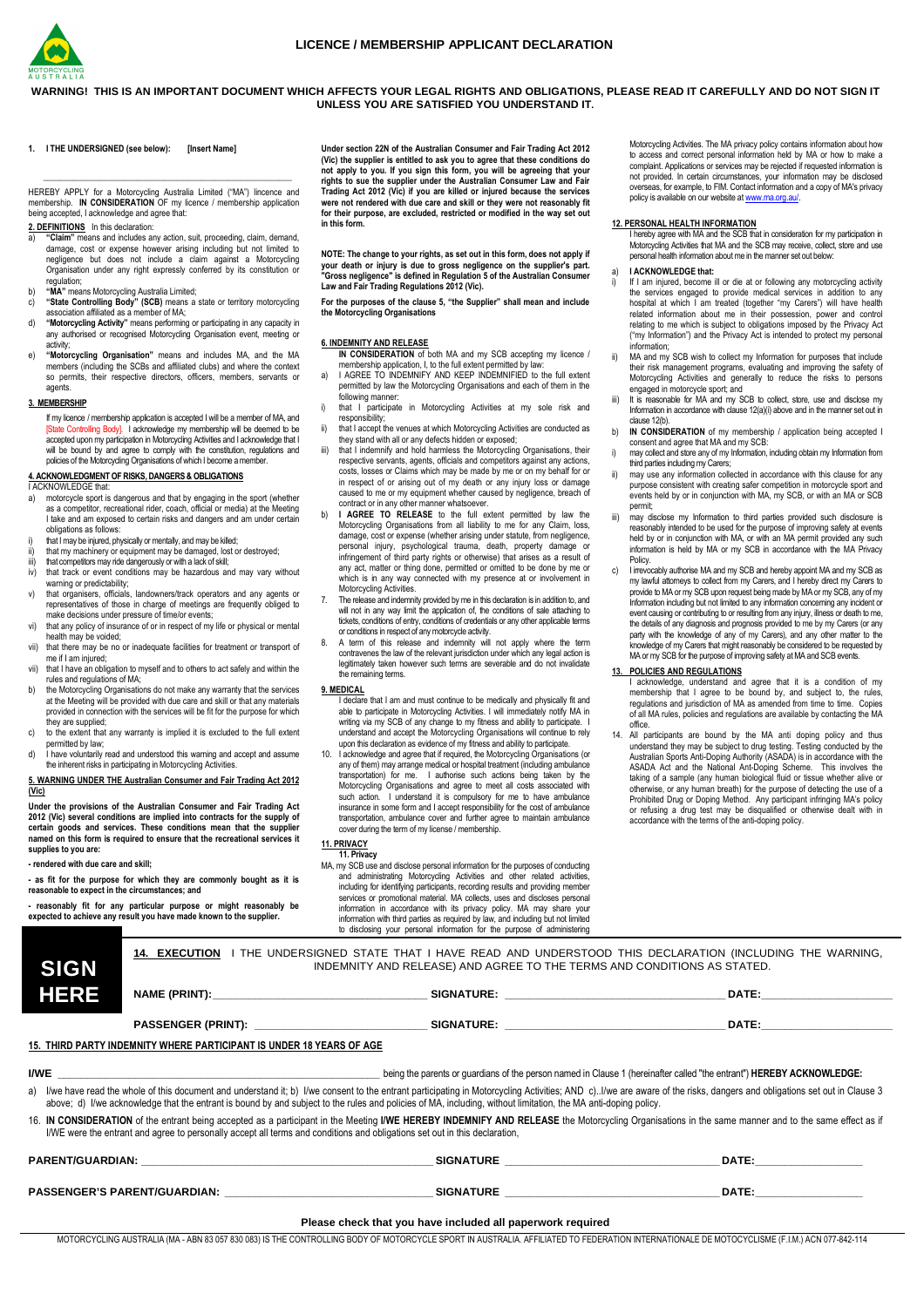# LICENCE / MEMBERSHIP APPLICANT DECLARATION

**WARNING! THIS IS AN IMPORTANT DOCUMENT WHICH AFFECTS YOUR LEGAL RIGHTS AND OBLIGATIONS, PLEASE READ IT CAREFULLY AND DO NOT SIGN IT UNLESS YOU ARE SATISFIED YOU UNDERSTAND IT.**

**1. I THE UNDERSIGNED (see below): [Insert Name]**

______________________________________________

HEREBY APPLY for a Motorcycling Australia Limited ("MA") licence and membership. **IN CONSIDERATION** OF my licence / membership application being accepted, I acknowledge and agree that:

**2. DEFINITIONS** In this declaration:

a) **"Claim"** means and includes any action, suit, proceeding, claim, demand, damage, cost or expense however arising including but not limited to negligence but does not include a claim against a Motorcycling Organisation under any right expressly conferred by its constitution or regulation;
b) **"MA"** means Motorcycling Australia Limited;
c) **"State Controlling Body" (SCB)** means a state or territory motorcycling association affiliated as a member of MA;
d) **"Motorcycling Activity"** means performing or participating in any capacity in any authorised or recognised Motorcycling Organisation event, meeting or activity;
e) **"Motorcycling Organisation"** means and includes MA, and the MA members (including the SCBs and affiliated clubs) and where the context so permits, their respective directors, officers, members, servants or agents.

**3. MEMBERSHIP**

If my licence / membership application is accepted I will be a member of MA, and [State Controlling Body]. I acknowledge my membership will be deemed to be accepted upon my participation in Motorcycling Activities and I acknowledge that I will be bound by and agree to comply with the constitution, regulations and policies of the Motorcycling Organisations of which I become a member.

**4. ACKNOWLEDGMENT OF RISKS, DANGERS & OBLIGATIONS**

I ACKNOWLEDGE that:

a) motorcycle sport is dangerous and that by engaging in the sport (whether as a competitor, recreational rider, coach, official or media) at the Meeting I take and am exposed to certain risks and dangers and am under certain obligations as follows:
   i) that I may be injured, physically or mentally, and may be killed;
   ii) that my machinery or equipment may be damaged, lost or destroyed;
   iii) that competitors may ride dangerously or with a lack of skill;
   iv) that track or event conditions may be hazardous and may vary without warning or predictability;
   v) that organisers, officials, landowners/track operators and any agents or representatives of those in charge of meetings are frequently obliged to make decisions under pressure of time/or events;
   vi) that any policy of insurance of or in respect of my life or physical or mental health may be voided;
   vii) that there may be no or inadequate facilities for treatment or transport of me if I am injured;
   vii) that I have an obligation to myself and to others to act safely and within the rules and regulations of MA;
b) the Motorcycling Organisations do not make any warranty that the services at the Meeting will be provided with due care and skill or that any materials provided in connection with the services will be fit for the purpose for which they are supplied;
c) to the extent that any warranty is implied it is excluded to the full extent permitted by law;
d) I have voluntarily read and understood this warning and accept and assume the inherent risks in participating in Motorcycling Activities.

**5. WARNING UNDER THE Australian Consumer and Fair Trading Act 2012 (Vic)**

**Under the provisions of the Australian Consumer and Fair Trading Act 2012 (Vic) several conditions are implied into contracts for the supply of certain goods and services. These conditions mean that the supplier named on this form is required to ensure that the recreational services it supplies to you are:**

**- rendered with due care and skill;**

**- as fit for the purpose for which they are commonly bought as it is reasonable to expect in the circumstances; and**

**- reasonably fit for any particular purpose or might reasonably be expected to achieve any result you have made known to the supplier.**

**Under section 22N of the Australian Consumer and Fair Trading Act 2012 (Vic) the supplier is entitled to ask you to agree that these conditions do not apply to you. If you sign this form, you will be agreeing that your rights to sue the supplier under the Australian Consumer Law and Fair Trading Act 2012 (Vic) if you are killed or injured because the services were not rendered with due care and skill or they were not reasonably fit for their purpose, are excluded, restricted or modified in the way set out in this form.**

**NOTE: The change to your rights, as set out in this form, does not apply if your death or injury is due to gross negligence on the supplier's part. "Gross negligence" is defined in Regulation 5 of the Australian Consumer Law and Fair Trading Regulations 2012 (Vic).**

**For the purposes of the clause 5, "the Supplier" shall mean and include the Motorcycling Organisations**

**6. INDEMNITY AND RELEASE**

**IN CONSIDERATION** of both MA and my SCB accepting my licence / membership application, I, to the full extent permitted by law:

a) I AGREE TO INDEMNIFY AND KEEP INDEMNIFIED to the full extent permitted by law the Motorcycling Organisations and each of them in the following manner:
   i) that I participate in Motorcycling Activities at my sole risk and responsibility;
   ii) that I accept the venues at which Motorcycling Activities are conducted as they stand with all or any defects hidden or exposed;
   iii) that I indemnify and hold harmless the Motorcycling Organisations, their respective servants, agents, officials and competitors against any actions, costs, losses or Claims which may be made by me or on my behalf for or in respect of or arising out of my death or any injury loss or damage caused to me or my equipment whether caused by negligence, breach of contract or in any other manner whatsoever.
b) **I AGREE TO RELEASE** to the full extent permitted by law the Motorcycling Organisations from all liability to me for any Claim, loss, damage, cost or expense (whether arising under statute, from negligence, personal injury, psychological trauma, death, property damage or infringement of third party rights or otherwise) that arises as a result of any act, matter or thing done, permitted or omitted to be done by me or which is in any way connected with my presence at or involvement in Motorcycling Activities.

7. The release and indemnity provided by me in this declaration is in addition to, and will not in any way limit the application of, the conditions of sale attaching to tickets, conditions of entry, conditions of credentials or any other applicable terms or conditions in respect of any motorcycle activity.

8. A term of this release and indemnity will not apply where the term contravenes the law of the relevant jurisdiction under which any legal action is legitimately taken however such terms are severable and do not invalidate the remaining terms.

**9. MEDICAL**

I declare that I am and must continue to be medically and physically fit and able to participate in Motorcycling Activities. I will immediately notify MA in writing via my SCB of any change to my fitness and ability to participate. I understand and accept the Motorcycling Organisations will continue to rely upon this declaration as evidence of my fitness and ability to participate.

10. I acknowledge and agree that if required, the Motorcycling Organisations (or any of them) may arrange medical or hospital treatment (including ambulance transportation) for me. I authorise such actions being taken by the Motorcycling Organisations and agree to meet all costs associated with such action. I understand it is compulsory for me to have ambulance insurance in some form and I accept responsibility for the cost of ambulance transportation, ambulance cover and further agree to maintain ambulance cover during the term of my license / membership.

**11. PRIVACY**

**11. Privacy**

MA, my SCB use and disclose personal information for the purposes of conducting and administrating Motorcycling Activities and other related activities, including for identifying participants, recording results and providing member services or promotional material. MA collects, uses and discloses personal information in accordance with its privacy policy. MA may share your information with third parties as required by law, and including but not limited to disclosing your personal information for the purpose of administering Motorcycling Activities. The MA privacy policy contains information about how to access and correct personal information held by MA or how to make a complaint. Applications or services may be rejected if requested information is not provided. In certain circumstances, your information may be disclosed overseas, for example, to FIM. Contact information and a copy of MA's privacy policy is available on our website at www.ma.org.au/.

**12. PERSONAL HEALTH INFORMATION**

I hereby agree with MA and the SCB that in consideration for my participation in Motorcycling Activities that MA and the SCB may receive, collect, store and use personal health information about me in the manner set out below:

a) **I ACKNOWLEDGE that:**
   i) If I am injured, become ill or die at or following any motorcycling activity the services engaged to provide medical services in addition to any hospital at which I am treated (together "my Carers") will have health related information about me in their possession, power and control relating to me which is subject to obligations imposed by the Privacy Act ("my Information") and the Privacy Act is intended to protect my personal information;
   ii) MA and my SCB wish to collect my Information for purposes that include their risk management programs, evaluating and improving the safety of Motorcycling Activities and generally to reduce the risks to persons engaged in motorcycle sport; and
   iii) It is reasonable for MA and my SCB to collect, store, use and disclose my Information in accordance with clause 12(a)(i) above and in the manner set out in clause 12(b).
b) **IN CONSIDERATION** of my membership / application being accepted I consent and agree that MA and my SCB:
   i) may collect and store any of my Information, including obtain my Information from third parties including my Carers;
   ii) may use any information collected in accordance with this clause for any purpose consistent with creating safer competition in motorcycle sport and events held by or in conjunction with MA, my SCB, or with an MA or SCB permit;
   iii) may disclose my Information to third parties provided such disclosure is reasonably intended to be used for the purpose of improving safety at events held by or in conjunction with MA, or with an MA permit provided any such information is held by MA or my SCB in accordance with the MA Privacy Policy.
c) I irrevocably authorise MA and my SCB and hereby appoint MA and my SCB as my lawful attorneys to collect from my Carers, and I hereby direct my Carers to provide to MA or my SCB upon request being made by MA or my SCB, any of my Information including but not limited to any information concerning any incident or event causing or contributing to or resulting from any injury, illness or death to me, the details of any diagnosis and prognosis provided to me by my Carers (or any party with the knowledge of any of my Carers), and any other matter to the knowledge of my Carers that might reasonably be considered to be requested by MA or my SCB for the purpose of improving safety at MA and SCB events.

**13. POLICIES AND REGULATIONS**

I acknowledge, understand and agree that it is a condition of my membership that I agree to be bound by, and subject to, the rules, regulations and jurisdiction of MA as amended from time to time. Copies of all MA rules, policies and regulations are available by contacting the MA office.

14. All participants are bound by the MA anti doping policy and thus understand they may be subject to drug testing. Testing conducted by the Australian Sports Anti-Doping Authority (ASADA) is in accordance with the ASADA Act and the National Ant-Doping Scheme. This involves the taking of a sample (any human biological fluid or tissue whether alive or otherwise, or any human breath) for the purpose of detecting the use of a Prohibited Drug or Doping Method. Any participant infringing MA's policy or refusing a drug test may be disqualified or otherwise dealt with in accordance with the terms of the anti-doping policy.

**SIGN HERE**

**14. EXECUTION** I THE UNDERSIGNED STATE THAT I HAVE READ AND UNDERSTOOD THIS DECLARATION (INCLUDING THE WARNING, INDEMNITY AND RELEASE) AND AGREE TO THE TERMS AND CONDITIONS AS STATED.

**NAME (PRINT):**______________________________ **SIGNATURE:** ______________________________ **DATE:**____________________

**PASSENGER (PRINT):** ______________________________ **SIGNATURE:** ______________________________ **DATE:**____________________

**15. THIRD PARTY INDEMNITY WHERE PARTICIPANT IS UNDER 18 YEARS OF AGE**

**I/WE** ____________________________________________ being the parents or guardians of the person named in Clause 1 (hereinafter called "the entrant") **HEREBY ACKNOWLEDGE:**

a) I/we have read the whole of this document and understand it; b) I/we consent to the entrant participating in Motorcycling Activities; AND c)..I/we are aware of the risks, dangers and obligations set out in Clause 3 above; d) I/we acknowledge that the entrant is bound by and subject to the rules and policies of MA, including, without limitation, the MA anti-doping policy.

16. **IN CONSIDERATION** of the entrant being accepted as a participant in the Meeting **I/WE HEREBY INDEMNIFY AND RELEASE** the Motorcycling Organisations in the same manner and to the same effect as if I/WE were the entrant and agree to personally accept all terms and conditions and obligations set out in this declaration,

**PARENT/GUARDIAN:** ____________________________________________ **SIGNATURE** ______________________________ **DATE:**________________

**PASSENGER'S PARENT/GUARDIAN:** ______________________________ **SIGNATURE** ______________________________ **DATE:**________________

**Please check that you have included all paperwork required**

MOTORCYCLING AUSTRALIA (MA - ABN 83 057 830 083) IS THE CONTROLLING BODY OF MOTORCYCLE SPORT IN AUSTRALIA. AFFILIATED TO FEDERATION INTERNATIONALE DE MOTOCYCLISME (F.I.M.) ACN 077-842-114